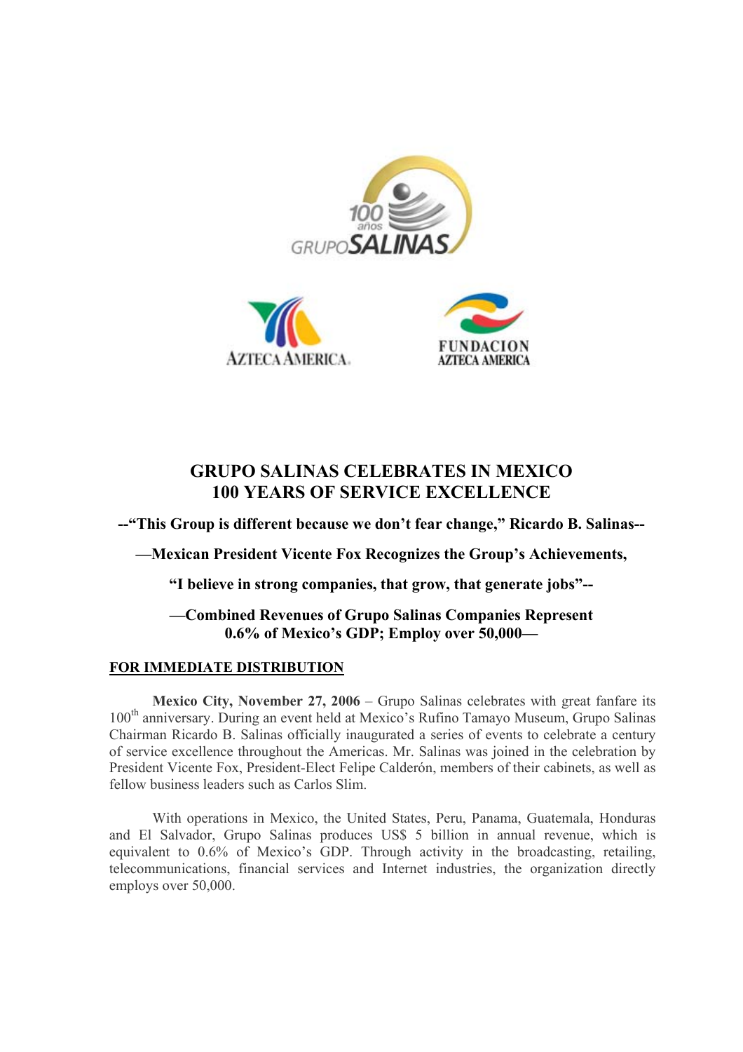# GRUPO SALINAS CELEBRATES IN MEXICO 100 YEARS OF SERVICE EXCELLENCE

**--"This Group is different because we don't fear change," Ricardo B. Salinas--**

**—Mexican President Vicente Fox Recognizes the Group's Achievements,**

**"I believe in strong companies, that grow, that generate jobs"--**

**—Combined Revenues of Grupo Salinas Companies Represent 0.6% of Mexico's GDP; Employ over 50,000—**

**FOR IMMEDIATE DISTRIBUTION**

**Mexico City, November 27, 2006** – Grupo Salinas celebrates with great fanfare its 100th anniversary. During an event held at Mexico's Rufino Tamayo Museum, Grupo Salinas Chairman Ricardo B. Salinas officially inaugurated a series of events to celebrate a century of service excellence throughout the Americas. Mr. Salinas was joined in the celebration by President Vicente Fox, President-Elect Felipe Calderón, members of their cabinets, as well as fellow business leaders such as Carlos Slim.

With operations in Mexico, the United States, Peru, Panama, Guatemala, Honduras and El Salvador, Grupo Salinas produces US$ 5 billion in annual revenue, which is equivalent to 0.6% of Mexico's GDP. Through activity in the broadcasting, retailing, telecommunications, financial services and Internet industries, the organization directly employs over 50,000.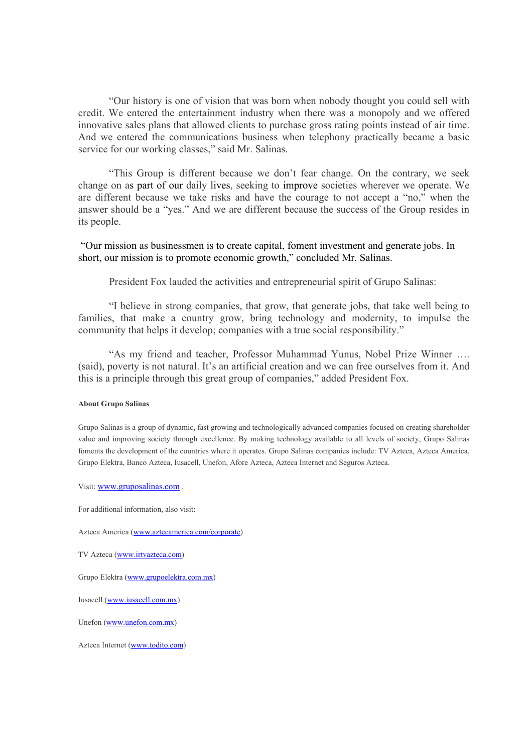"Our history is one of vision that was born when nobody thought you could sell with credit. We entered the entertainment industry when there was a monopoly and we offered innovative sales plans that allowed clients to purchase gross rating points instead of air time. And we entered the communications business when telephony practically became a basic service for our working classes," said Mr. Salinas.

"This Group is different because we don't fear change. On the contrary, we seek change on as part of our daily lives, seeking to improve societies wherever we operate. We are different because we take risks and have the courage to not accept a "no," when the answer should be a "yes." And we are different because the success of the Group resides in its people.

"Our mission as businessmen is to create capital, foment investment and generate jobs. In short, our mission is to promote economic growth," concluded Mr. Salinas.

President Fox lauded the activities and entrepreneurial spirit of Grupo Salinas:

"I believe in strong companies, that grow, that generate jobs, that take well being to families, that make a country grow, bring technology and modernity, to impulse the community that helps it develop; companies with a true social responsibility."

"As my friend and teacher, Professor Muhammad Yunus, Nobel Prize Winner …. (said), poverty is not natural. It's an artificial creation and we can free ourselves from it. And this is a principle through this great group of companies," added President Fox.

**About Grupo Salinas**

Grupo Salinas is a group of dynamic, fast growing and technologically advanced companies focused on creating shareholder value and improving society through excellence. By making technology available to all levels of society, Grupo Salinas foments the development of the countries where it operates. Grupo Salinas companies include: TV Azteca, Azteca America, Grupo Elektra, Banco Azteca, Iusacell, Unefon, Afore Azteca, Azteca Internet and Seguros Azteca.

Visit: www.gruposalinas.com .

For additional information, also visit:

Azteca America (www.aztecamerica.com/corporate)

TV Azteca (www.irtvazteca.com)

Grupo Elektra (www.grupoelektra.com.mx)

Iusacell (www.iusacell.com.mx)

Unefon (www.unefon.com.mx)

Azteca Internet (www.todito.com)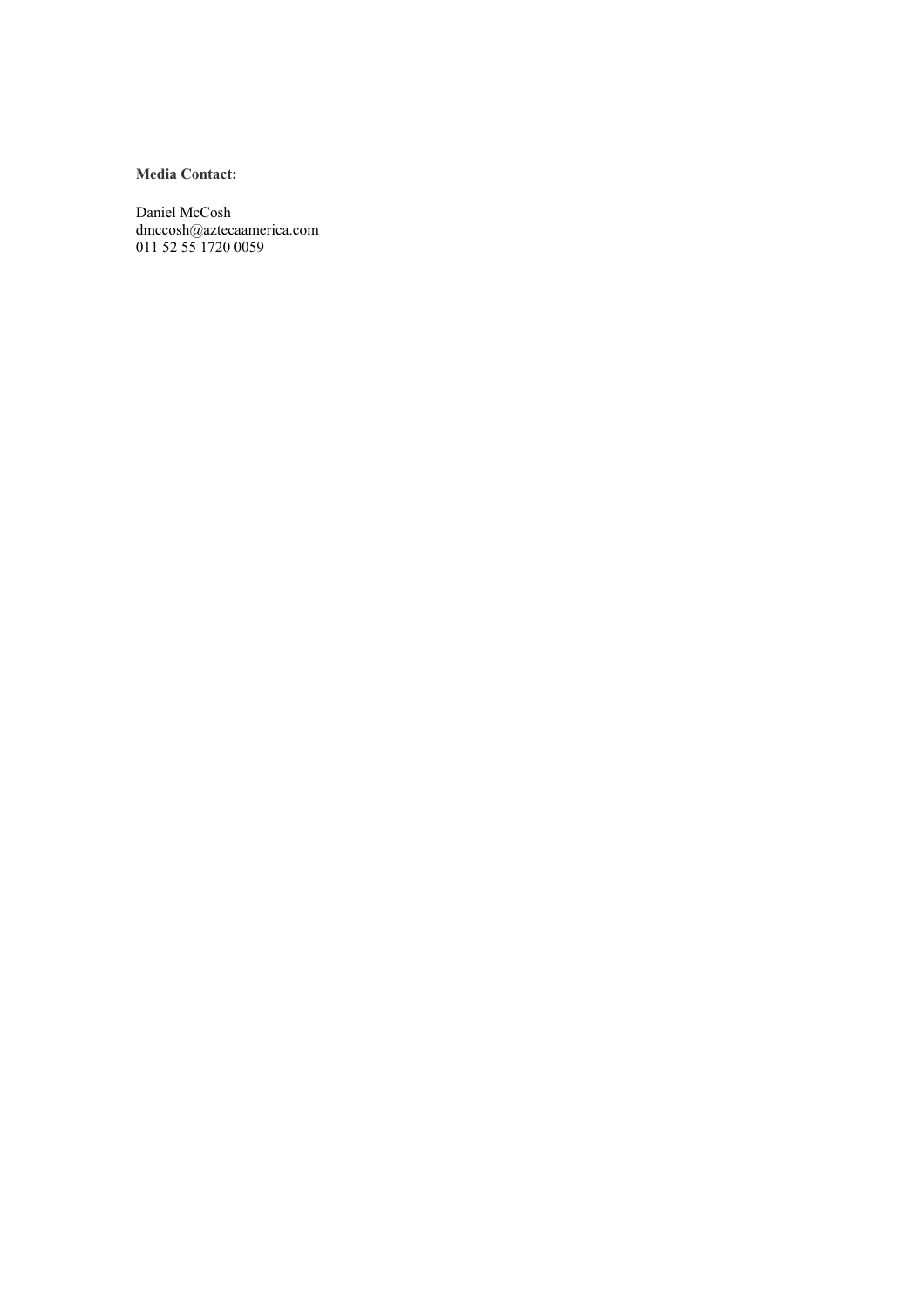**Media Contact:**

Daniel McCosh
dmccosh@aztecaamerica.com
011 52 55 1720 0059